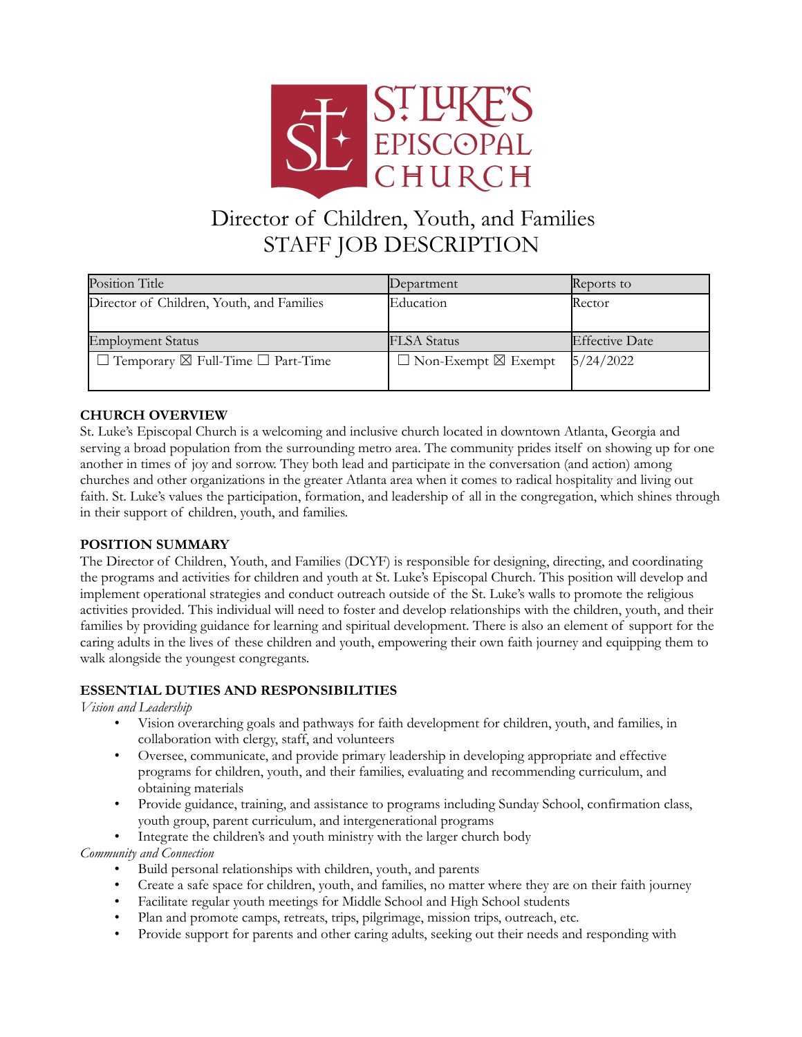# Director of Children, Youth, and Families
# STAFF JOB DESCRIPTION

| Position Title | Department | Reports to |
|---|---|---|
| Director of Children, Youth, and Families | Education | Rector |
| **Employment Status** | **FLSA Status** | **Effective Date** |
| ☐ Temporary ☒ Full-Time ☐ Part-Time | ☐ Non-Exempt ☒ Exempt | 5/24/2022 |

**CHURCH OVERVIEW**

St. Luke's Episcopal Church is a welcoming and inclusive church located in downtown Atlanta, Georgia and serving a broad population from the surrounding metro area. The community prides itself on showing up for one another in times of joy and sorrow. They both lead and participate in the conversation (and action) among churches and other organizations in the greater Atlanta area when it comes to radical hospitality and living out faith. St. Luke's values the participation, formation, and leadership of all in the congregation, which shines through in their support of children, youth, and families.

**POSITION SUMMARY**

The Director of Children, Youth, and Families (DCYF) is responsible for designing, directing, and coordinating the programs and activities for children and youth at St. Luke's Episcopal Church. This position will develop and implement operational strategies and conduct outreach outside of the St. Luke's walls to promote the religious activities provided. This individual will need to foster and develop relationships with the children, youth, and their families by providing guidance for learning and spiritual development. There is also an element of support for the caring adults in the lives of these children and youth, empowering their own faith journey and equipping them to walk alongside the youngest congregants.

**ESSENTIAL DUTIES AND RESPONSIBILITIES**

*Vision and Leadership*

- Vision overarching goals and pathways for faith development for children, youth, and families, in collaboration with clergy, staff, and volunteers
- Oversee, communicate, and provide primary leadership in developing appropriate and effective programs for children, youth, and their families, evaluating and recommending curriculum, and obtaining materials
- Provide guidance, training, and assistance to programs including Sunday School, confirmation class, youth group, parent curriculum, and intergenerational programs
- Integrate the children's and youth ministry with the larger church body

*Community and Connection*

- Build personal relationships with children, youth, and parents
- Create a safe space for children, youth, and families, no matter where they are on their faith journey
- Facilitate regular youth meetings for Middle School and High School students
- Plan and promote camps, retreats, trips, pilgrimage, mission trips, outreach, etc.
- Provide support for parents and other caring adults, seeking out their needs and responding with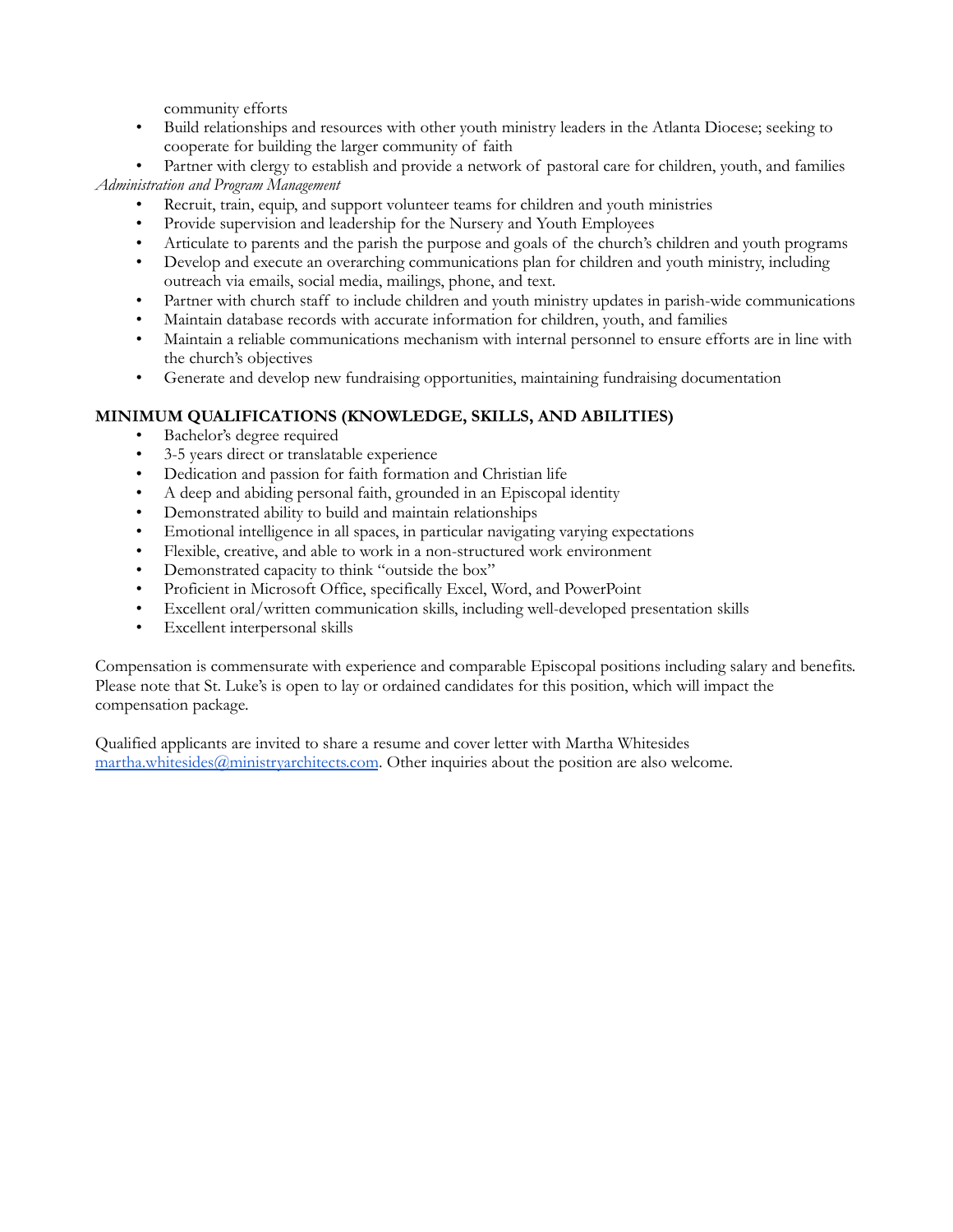community efforts

- Build relationships and resources with other youth ministry leaders in the Atlanta Diocese; seeking to cooperate for building the larger community of faith
- Partner with clergy to establish and provide a network of pastoral care for children, youth, and families

*Administration and Program Management*

- Recruit, train, equip, and support volunteer teams for children and youth ministries
- Provide supervision and leadership for the Nursery and Youth Employees
- Articulate to parents and the parish the purpose and goals of the church's children and youth programs
- Develop and execute an overarching communications plan for children and youth ministry, including outreach via emails, social media, mailings, phone, and text.
- Partner with church staff to include children and youth ministry updates in parish-wide communications
- Maintain database records with accurate information for children, youth, and families
- Maintain a reliable communications mechanism with internal personnel to ensure efforts are in line with the church's objectives
- Generate and develop new fundraising opportunities, maintaining fundraising documentation

## MINIMUM QUALIFICATIONS (KNOWLEDGE, SKILLS, AND ABILITIES)

- Bachelor's degree required
- 3-5 years direct or translatable experience
- Dedication and passion for faith formation and Christian life
- A deep and abiding personal faith, grounded in an Episcopal identity
- Demonstrated ability to build and maintain relationships
- Emotional intelligence in all spaces, in particular navigating varying expectations
- Flexible, creative, and able to work in a non-structured work environment
- Demonstrated capacity to think "outside the box"
- Proficient in Microsoft Office, specifically Excel, Word, and PowerPoint
- Excellent oral/written communication skills, including well-developed presentation skills
- Excellent interpersonal skills

Compensation is commensurate with experience and comparable Episcopal positions including salary and benefits. Please note that St. Luke's is open to lay or ordained candidates for this position, which will impact the compensation package.

Qualified applicants are invited to share a resume and cover letter with Martha Whitesides martha.whitesides@ministryarchitects.com. Other inquiries about the position are also welcome.